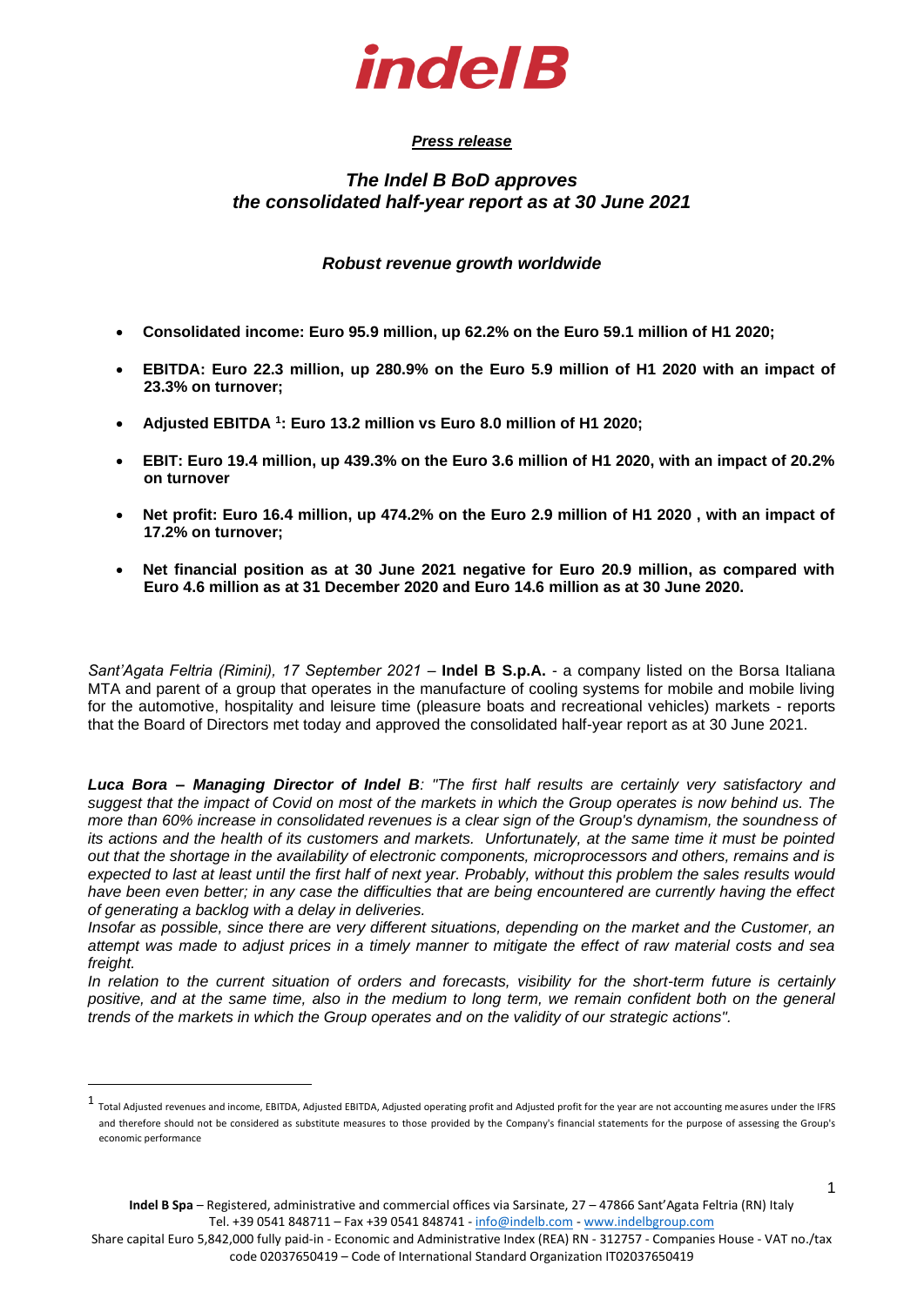**indelB**

***Press release***

## *The Indel B BoD approves the consolidated half-year report as at 30 June 2021*

### *Robust revenue growth worldwide*

- **Consolidated income: Euro 95.9 million, up 62.2% on the Euro 59.1 million of H1 2020;**
- **EBITDA: Euro 22.3 million, up 280.9% on the Euro 5.9 million of H1 2020 with an impact of 23.3% on turnover;**
- **Adjusted EBITDA [1]: Euro 13.2 million vs Euro 8.0 million of H1 2020;**
- **EBIT: Euro 19.4 million, up 439.3% on the Euro 3.6 million of H1 2020, with an impact of 20.2% on turnover**
- **Net profit: Euro 16.4 million, up 474.2% on the Euro 2.9 million of H1 2020 , with an impact of 17.2% on turnover;**
- **Net financial position as at 30 June 2021 negative for Euro 20.9 million, as compared with Euro 4.6 million as at 31 December 2020 and Euro 14.6 million as at 30 June 2020.**

*Sant'Agata Feltria (Rimini), 17 September 2021* – **Indel B S.p.A.** - a company listed on the Borsa Italiana MTA and parent of a group that operates in the manufacture of cooling systems for mobile and mobile living for the automotive, hospitality and leisure time (pleasure boats and recreational vehicles) markets - reports that the Board of Directors met today and approved the consolidated half-year report as at 30 June 2021.

***Luca Bora – Managing Director of Indel B**: "The first half results are certainly very satisfactory and suggest that the impact of Covid on most of the markets in which the Group operates is now behind us. The more than 60% increase in consolidated revenues is a clear sign of the Group's dynamism, the soundness of its actions and the health of its customers and markets. Unfortunately, at the same time it must be pointed out that the shortage in the availability of electronic components, microprocessors and others, remains and is expected to last at least until the first half of next year. Probably, without this problem the sales results would have been even better; in any case the difficulties that are being encountered are currently having the effect of generating a backlog with a delay in deliveries.*

*Insofar as possible, since there are very different situations, depending on the market and the Customer, an attempt was made to adjust prices in a timely manner to mitigate the effect of raw material costs and sea freight.*

*In relation to the current situation of orders and forecasts, visibility for the short-term future is certainly positive, and at the same time, also in the medium to long term, we remain confident both on the general trends of the markets in which the Group operates and on the validity of our strategic actions".*

[1] Total Adjusted revenues and income, EBITDA, Adjusted EBITDA, Adjusted operating profit and Adjusted profit for the year are not accounting measures under the IFRS and therefore should not be considered as substitute measures to those provided by the Company's financial statements for the purpose of assessing the Group's economic performance

**Indel B Spa** – Registered, administrative and commercial offices via Sarsinate, 27 – 47866 Sant'Agata Feltria (RN) Italy
Tel. +39 0541 848711 – Fax +39 0541 848741 - info@indelb.com - www.indelbgroup.com
Share capital Euro 5,842,000 fully paid-in - Economic and Administrative Index (REA) RN - 312757 - Companies House - VAT no./tax code 02037650419 – Code of International Standard Organization IT02037650419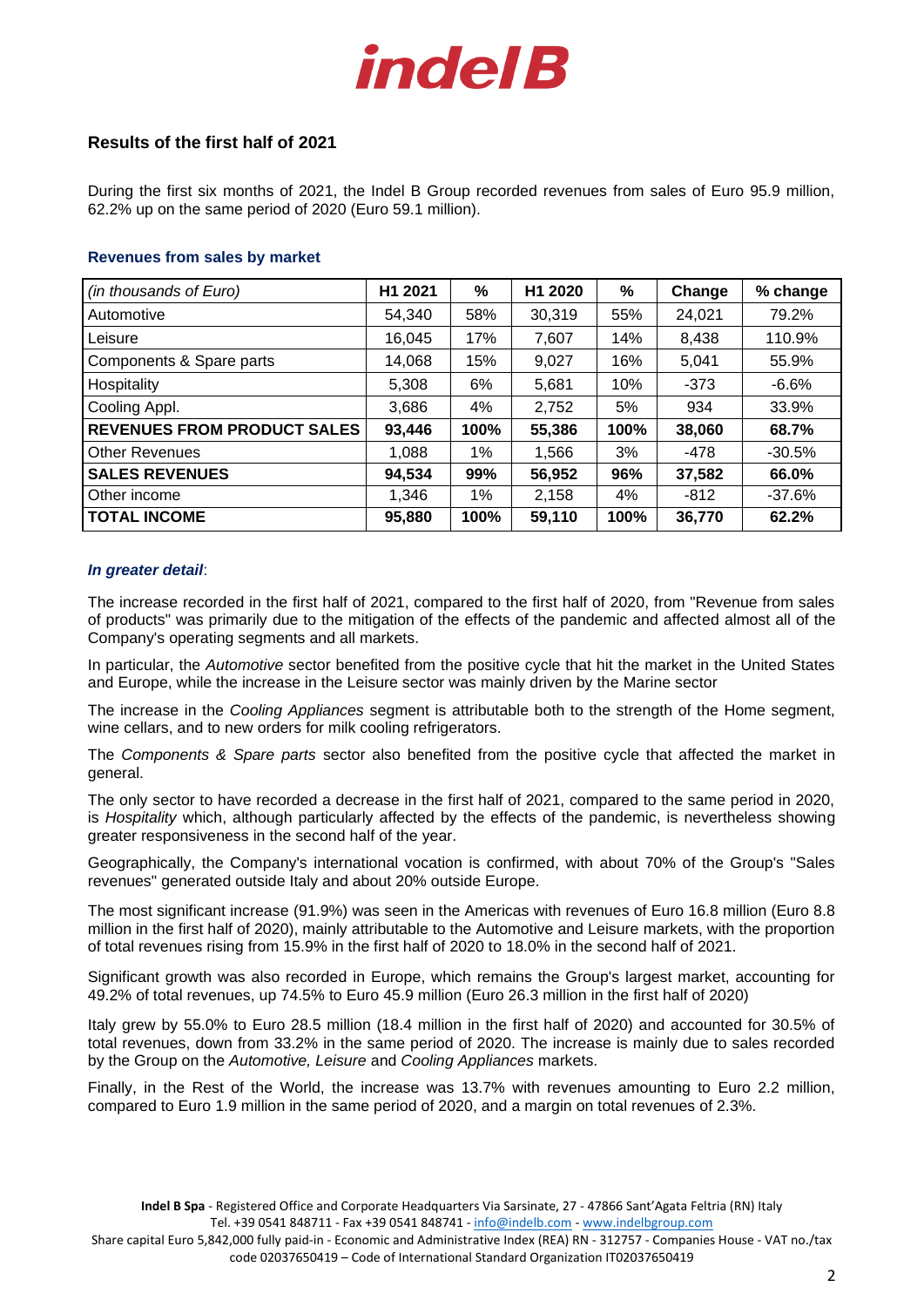## Results of the first half of 2021

During the first six months of 2021, the Indel B Group recorded revenues from sales of Euro 95.9 million, 62.2% up on the same period of 2020 (Euro 59.1 million).

### Revenues from sales by market

| *(in thousands of Euro)* | H1 2021 | % | H1 2020 | % | Change | % change |
|---|---|---|---|---|---|---|
| Automotive | 54,340 | 58% | 30,319 | 55% | 24,021 | 79.2% |
| Leisure | 16,045 | 17% | 7,607 | 14% | 8,438 | 110.9% |
| Components & Spare parts | 14,068 | 15% | 9,027 | 16% | 5,041 | 55.9% |
| Hospitality | 5,308 | 6% | 5,681 | 10% | -373 | -6.6% |
| Cooling Appl. | 3,686 | 4% | 2,752 | 5% | 934 | 33.9% |
| **REVENUES FROM PRODUCT SALES** | **93,446** | **100%** | **55,386** | **100%** | **38,060** | **68.7%** |
| Other Revenues | 1,088 | 1% | 1,566 | 3% | -478 | -30.5% |
| **SALES REVENUES** | **94,534** | **99%** | **56,952** | **96%** | **37,582** | **66.0%** |
| Other income | 1,346 | 1% | 2,158 | 4% | -812 | -37.6% |
| **TOTAL INCOME** | **95,880** | **100%** | **59,110** | **100%** | **36,770** | **62.2%** |

***In greater detail***:

The increase recorded in the first half of 2021, compared to the first half of 2020, from "Revenue from sales of products" was primarily due to the mitigation of the effects of the pandemic and affected almost all of the Company's operating segments and all markets.

In particular, the *Automotive* sector benefited from the positive cycle that hit the market in the United States and Europe, while the increase in the Leisure sector was mainly driven by the Marine sector

The increase in the *Cooling Appliances* segment is attributable both to the strength of the Home segment, wine cellars, and to new orders for milk cooling refrigerators.

The *Components & Spare parts* sector also benefited from the positive cycle that affected the market in general.

The only sector to have recorded a decrease in the first half of 2021, compared to the same period in 2020, is *Hospitality* which, although particularly affected by the effects of the pandemic, is nevertheless showing greater responsiveness in the second half of the year.

Geographically, the Company's international vocation is confirmed, with about 70% of the Group's "Sales revenues" generated outside Italy and about 20% outside Europe.

The most significant increase (91.9%) was seen in the Americas with revenues of Euro 16.8 million (Euro 8.8 million in the first half of 2020), mainly attributable to the Automotive and Leisure markets, with the proportion of total revenues rising from 15.9% in the first half of 2020 to 18.0% in the second half of 2021.

Significant growth was also recorded in Europe, which remains the Group's largest market, accounting for 49.2% of total revenues, up 74.5% to Euro 45.9 million (Euro 26.3 million in the first half of 2020)

Italy grew by 55.0% to Euro 28.5 million (18.4 million in the first half of 2020) and accounted for 30.5% of total revenues, down from 33.2% in the same period of 2020. The increase is mainly due to sales recorded by the Group on the *Automotive, Leisure* and *Cooling Appliances* markets.

Finally, in the Rest of the World, the increase was 13.7% with revenues amounting to Euro 2.2 million, compared to Euro 1.9 million in the same period of 2020, and a margin on total revenues of 2.3%.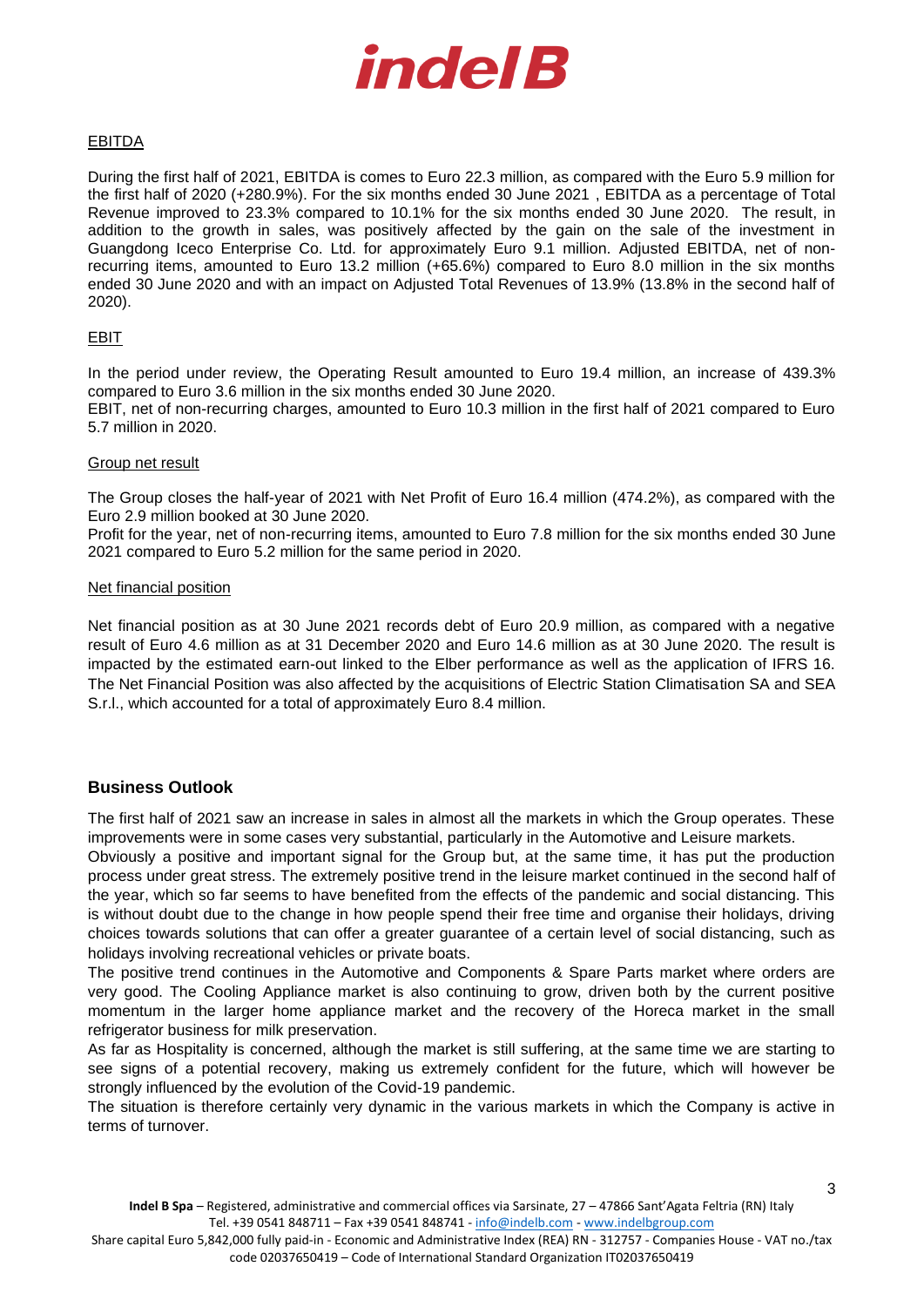EBITDA

During the first half of 2021, EBITDA is comes to Euro 22.3 million, as compared with the Euro 5.9 million for the first half of 2020 (+280.9%). For the six months ended 30 June 2021 , EBITDA as a percentage of Total Revenue improved to 23.3% compared to 10.1% for the six months ended 30 June 2020. The result, in addition to the growth in sales, was positively affected by the gain on the sale of the investment in Guangdong Iceco Enterprise Co. Ltd. for approximately Euro 9.1 million. Adjusted EBITDA, net of non-recurring items, amounted to Euro 13.2 million (+65.6%) compared to Euro 8.0 million in the six months ended 30 June 2020 and with an impact on Adjusted Total Revenues of 13.9% (13.8% in the second half of 2020).

EBIT

In the period under review, the Operating Result amounted to Euro 19.4 million, an increase of 439.3% compared to Euro 3.6 million in the six months ended 30 June 2020.
EBIT, net of non-recurring charges, amounted to Euro 10.3 million in the first half of 2021 compared to Euro 5.7 million in 2020.

Group net result

The Group closes the half-year of 2021 with Net Profit of Euro 16.4 million (474.2%), as compared with the Euro 2.9 million booked at 30 June 2020.
Profit for the year, net of non-recurring items, amounted to Euro 7.8 million for the six months ended 30 June 2021 compared to Euro 5.2 million for the same period in 2020.

Net financial position

Net financial position as at 30 June 2021 records debt of Euro 20.9 million, as compared with a negative result of Euro 4.6 million as at 31 December 2020 and Euro 14.6 million as at 30 June 2020. The result is impacted by the estimated earn-out linked to the Elber performance as well as the application of IFRS 16. The Net Financial Position was also affected by the acquisitions of Electric Station Climatisation SA and SEA S.r.l., which accounted for a total of approximately Euro 8.4 million.

## Business Outlook

The first half of 2021 saw an increase in sales in almost all the markets in which the Group operates. These improvements were in some cases very substantial, particularly in the Automotive and Leisure markets.
Obviously a positive and important signal for the Group but, at the same time, it has put the production process under great stress. The extremely positive trend in the leisure market continued in the second half of the year, which so far seems to have benefited from the effects of the pandemic and social distancing. This is without doubt due to the change in how people spend their free time and organise their holidays, driving choices towards solutions that can offer a greater guarantee of a certain level of social distancing, such as holidays involving recreational vehicles or private boats.
The positive trend continues in the Automotive and Components & Spare Parts market where orders are very good. The Cooling Appliance market is also continuing to grow, driven both by the current positive momentum in the larger home appliance market and the recovery of the Horeca market in the small refrigerator business for milk preservation.
As far as Hospitality is concerned, although the market is still suffering, at the same time we are starting to see signs of a potential recovery, making us extremely confident for the future, which will however be strongly influenced by the evolution of the Covid-19 pandemic.
The situation is therefore certainly very dynamic in the various markets in which the Company is active in terms of turnover.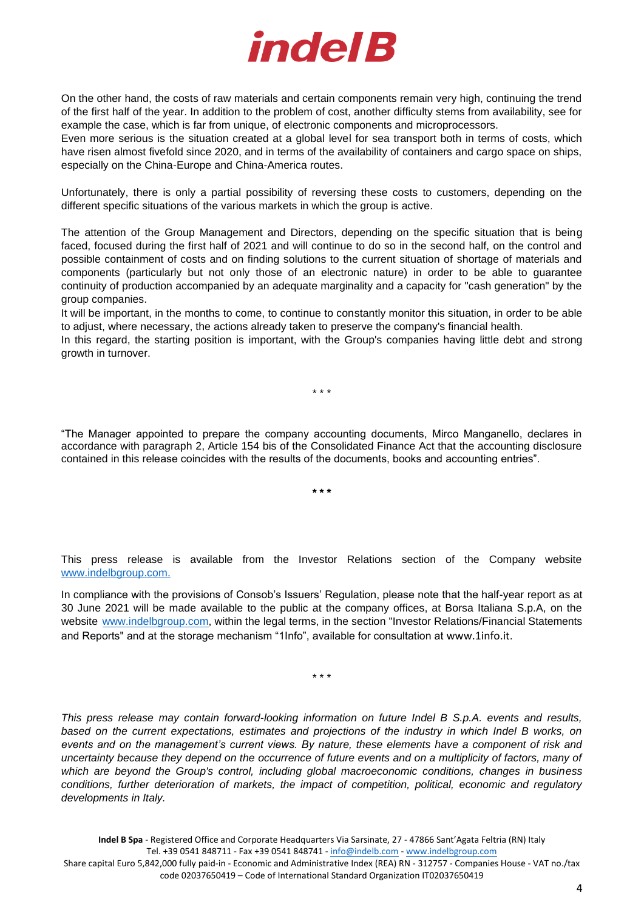On the other hand, the costs of raw materials and certain components remain very high, continuing the trend of the first half of the year. In addition to the problem of cost, another difficulty stems from availability, see for example the case, which is far from unique, of electronic components and microprocessors.
Even more serious is the situation created at a global level for sea transport both in terms of costs, which have risen almost fivefold since 2020, and in terms of the availability of containers and cargo space on ships, especially on the China-Europe and China-America routes.

Unfortunately, there is only a partial possibility of reversing these costs to customers, depending on the different specific situations of the various markets in which the group is active.

The attention of the Group Management and Directors, depending on the specific situation that is being faced, focused during the first half of 2021 and will continue to do so in the second half, on the control and possible containment of costs and on finding solutions to the current situation of shortage of materials and components (particularly but not only those of an electronic nature) in order to be able to guarantee continuity of production accompanied by an adequate marginality and a capacity for "cash generation" by the group companies.
It will be important, in the months to come, to continue to constantly monitor this situation, in order to be able to adjust, where necessary, the actions already taken to preserve the company's financial health.
In this regard, the starting position is important, with the Group's companies having little debt and strong growth in turnover.

\* \* \*

"The Manager appointed to prepare the company accounting documents, Mirco Manganello, declares in accordance with paragraph 2, Article 154 bis of the Consolidated Finance Act that the accounting disclosure contained in this release coincides with the results of the documents, books and accounting entries".

\* \* \*

This press release is available from the Investor Relations section of the Company website www.indelbgroup.com.

In compliance with the provisions of Consob's Issuers' Regulation, please note that the half-year report as at 30 June 2021 will be made available to the public at the company offices, at Borsa Italiana S.p.A, on the website www.indelbgroup.com, within the legal terms, in the section "Investor Relations/Financial Statements and Reports" and at the storage mechanism "1Info", available for consultation at www.1info.it.

\* \* \*

*This press release may contain forward-looking information on future Indel B S.p.A. events and results, based on the current expectations, estimates and projections of the industry in which Indel B works, on events and on the management's current views. By nature, these elements have a component of risk and uncertainty because they depend on the occurrence of future events and on a multiplicity of factors, many of which are beyond the Group's control, including global macroeconomic conditions, changes in business conditions, further deterioration of markets, the impact of competition, political, economic and regulatory developments in Italy.*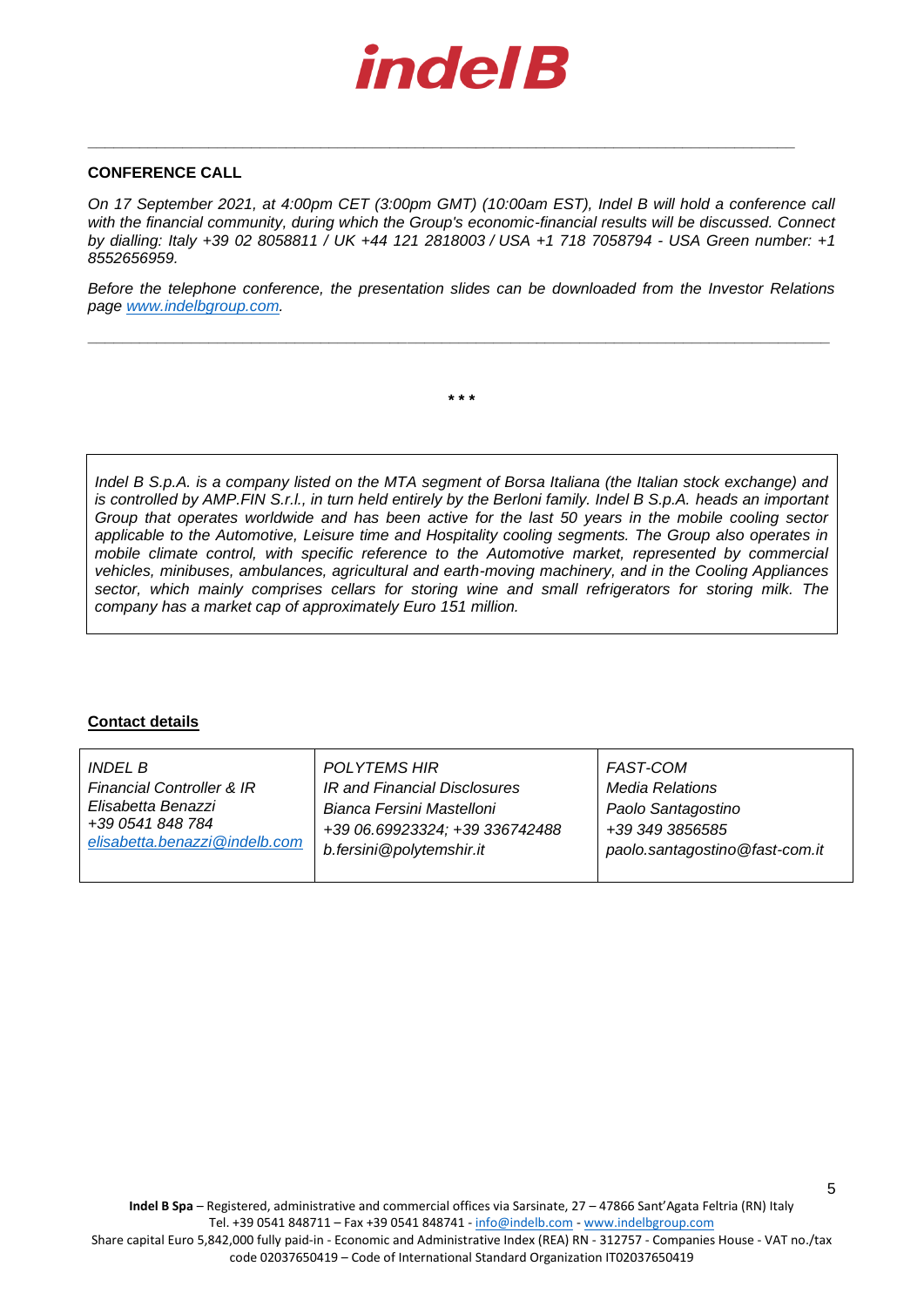**CONFERENCE CALL**

*On 17 September 2021, at 4:00pm CET (3:00pm GMT) (10:00am EST), Indel B will hold a conference call with the financial community, during which the Group's economic-financial results will be discussed. Connect by dialling: Italy +39 02 8058811 / UK +44 121 2818003 / USA +1 718 7058794 - USA Green number: +1 8552656959.*

*Before the telephone conference, the presentation slides can be downloaded from the Investor Relations page [www.indelbgroup.com](http://www.indelbgroup.com).*

---

\* \* \*

*Indel B S.p.A. is a company listed on the MTA segment of Borsa Italiana (the Italian stock exchange) and is controlled by AMP.FIN S.r.l., in turn held entirely by the Berloni family. Indel B S.p.A. heads an important Group that operates worldwide and has been active for the last 50 years in the mobile cooling sector applicable to the Automotive, Leisure time and Hospitality cooling segments. The Group also operates in mobile climate control, with specific reference to the Automotive market, represented by commercial vehicles, minibuses, ambulances, agricultural and earth-moving machinery, and in the Cooling Appliances sector, which mainly comprises cellars for storing wine and small refrigerators for storing milk. The company has a market cap of approximately Euro 151 million.*

**Contact details**

| *INDEL B* | *POLYTEMS HIR* | *FAST-COM* |
|---|---|---|
| *Financial Controller & IR* | *IR and Financial Disclosures* | *Media Relations* |
| *Elisabetta Benazzi* | *Bianca Fersini Mastelloni* | *Paolo Santagostino* |
| *+39 0541 848 784* | *+39 06.69923324; +39 336742488* | *+39 349 3856585* |
| *[elisabetta.benazzi@indelb.com](mailto:elisabetta.benazzi@indelb.com)* | *b.fersini@polytemshir.it* | *paolo.santagostino@fast-com.it* |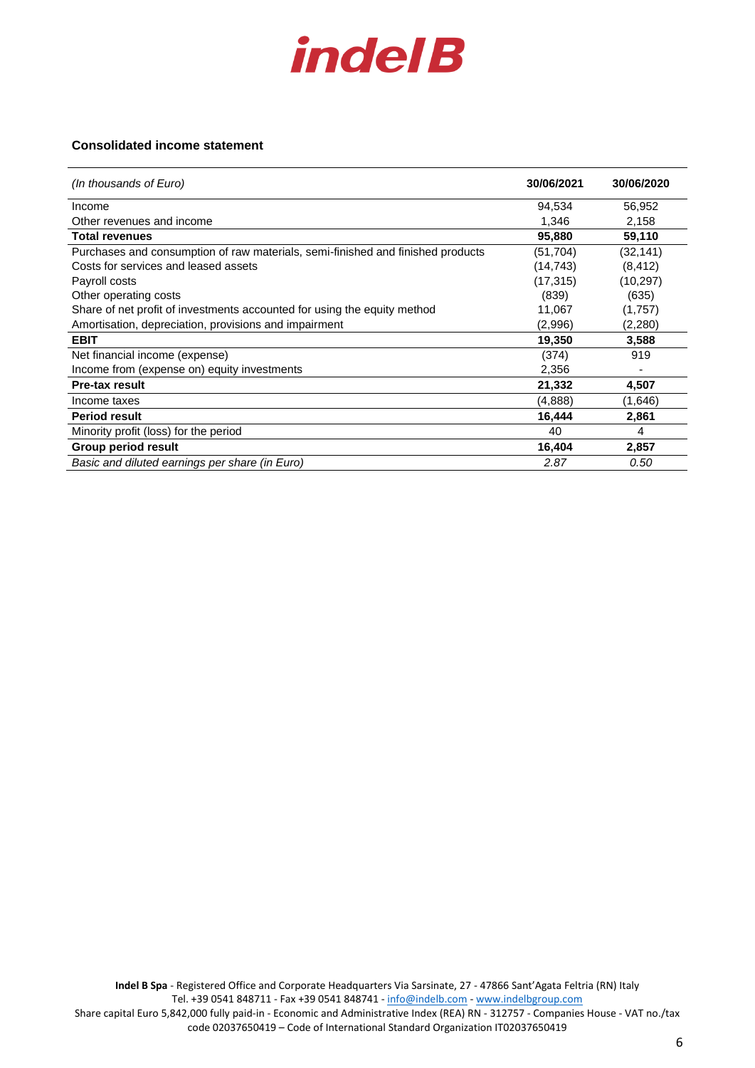**Consolidated income statement**

| *(In thousands of Euro)* | **30/06/2021** | **30/06/2020** |
|---|---|---|
| Income | 94,534 | 56,952 |
| Other revenues and income | 1,346 | 2,158 |
| **Total revenues** | **95,880** | **59,110** |
| Purchases and consumption of raw materials, semi-finished and finished products | (51,704) | (32,141) |
| Costs for services and leased assets | (14,743) | (8,412) |
| Payroll costs | (17,315) | (10,297) |
| Other operating costs | (839) | (635) |
| Share of net profit of investments accounted for using the equity method | 11,067 | (1,757) |
| Amortisation, depreciation, provisions and impairment | (2,996) | (2,280) |
| **EBIT** | **19,350** | **3,588** |
| Net financial income (expense) | (374) | 919 |
| Income from (expense on) equity investments | 2,356 | - |
| **Pre-tax result** | **21,332** | **4,507** |
| Income taxes | (4,888) | (1,646) |
| **Period result** | **16,444** | **2,861** |
| Minority profit (loss) for the period | 40 | 4 |
| **Group period result** | **16,404** | **2,857** |
| *Basic and diluted earnings per share (in Euro)* | *2.87* | *0.50* |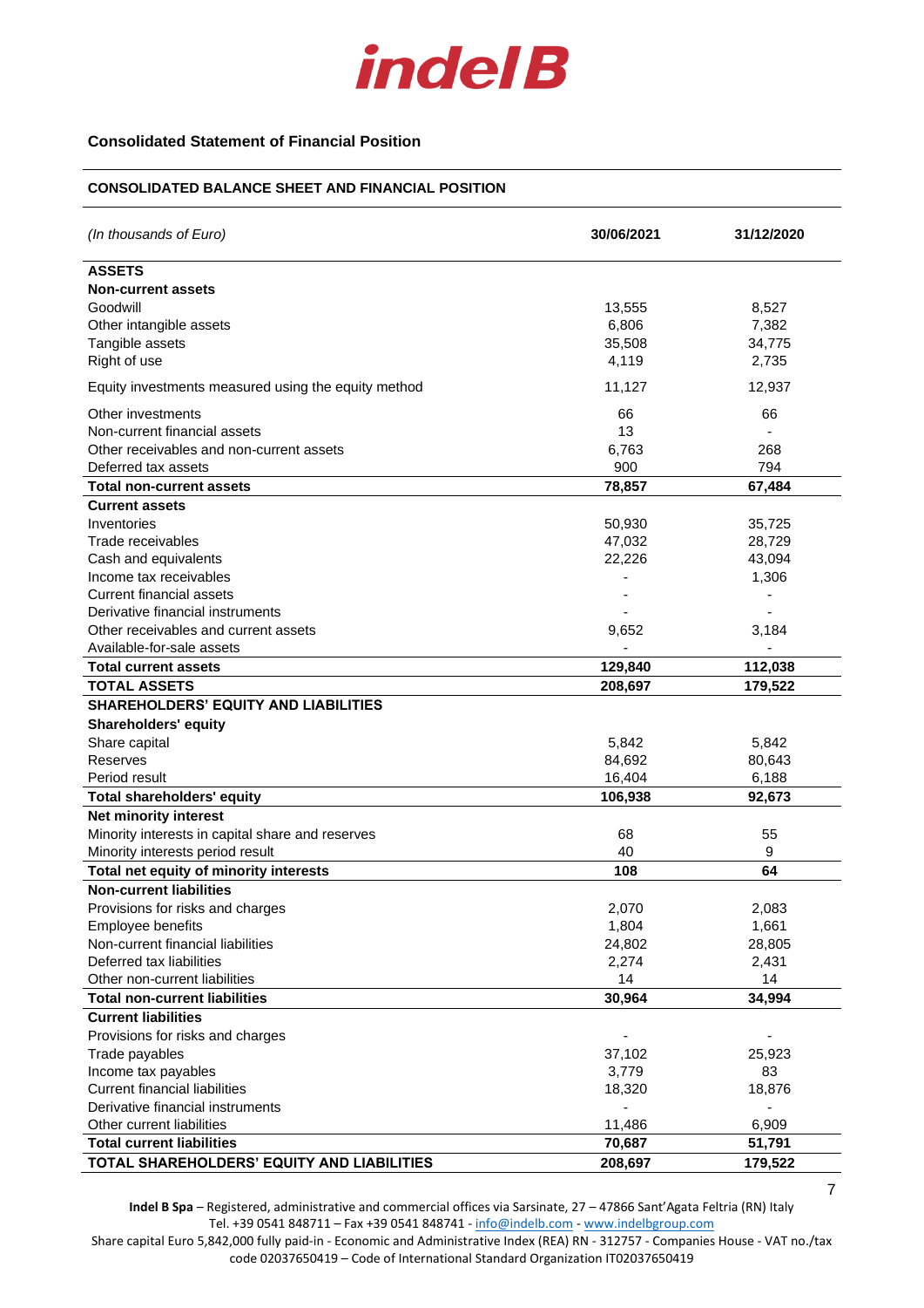**indelB**

## Consolidated Statement of Financial Position

### CONSOLIDATED BALANCE SHEET AND FINANCIAL POSITION

| *(In thousands of Euro)* | 30/06/2021 | 31/12/2020 |
|---|---|---|
| **ASSETS** | | |
| **Non-current assets** | | |
| Goodwill | 13,555 | 8,527 |
| Other intangible assets | 6,806 | 7,382 |
| Tangible assets | 35,508 | 34,775 |
| Right of use | 4,119 | 2,735 |
| Equity investments measured using the equity method | 11,127 | 12,937 |
| Other investments | 66 | 66 |
| Non-current financial assets | 13 | - |
| Other receivables and non-current assets | 6,763 | 268 |
| Deferred tax assets | 900 | 794 |
| **Total non-current assets** | **78,857** | **67,484** |
| **Current assets** | | |
| Inventories | 50,930 | 35,725 |
| Trade receivables | 47,032 | 28,729 |
| Cash and equivalents | 22,226 | 43,094 |
| Income tax receivables | - | 1,306 |
| Current financial assets | - | - |
| Derivative financial instruments | - | - |
| Other receivables and current assets | 9,652 | 3,184 |
| Available-for-sale assets | - | - |
| **Total current assets** | **129,840** | **112,038** |
| **TOTAL ASSETS** | **208,697** | **179,522** |
| **SHAREHOLDERS' EQUITY AND LIABILITIES** | | |
| **Shareholders' equity** | | |
| Share capital | 5,842 | 5,842 |
| Reserves | 84,692 | 80,643 |
| Period result | 16,404 | 6,188 |
| **Total shareholders' equity** | **106,938** | **92,673** |
| **Net minority interest** | | |
| Minority interests in capital share and reserves | 68 | 55 |
| Minority interests period result | 40 | 9 |
| **Total net equity of minority interests** | **108** | **64** |
| **Non-current liabilities** | | |
| Provisions for risks and charges | 2,070 | 2,083 |
| Employee benefits | 1,804 | 1,661 |
| Non-current financial liabilities | 24,802 | 28,805 |
| Deferred tax liabilities | 2,274 | 2,431 |
| Other non-current liabilities | 14 | 14 |
| **Total non-current liabilities** | **30,964** | **34,994** |
| **Current liabilities** | | |
| Provisions for risks and charges | - | - |
| Trade payables | 37,102 | 25,923 |
| Income tax payables | 3,779 | 83 |
| Current financial liabilities | 18,320 | 18,876 |
| Derivative financial instruments | - | - |
| Other current liabilities | 11,486 | 6,909 |
| **Total current liabilities** | **70,687** | **51,791** |
| **TOTAL SHAREHOLDERS' EQUITY AND LIABILITIES** | **208,697** | **179,522** |

**Indel B Spa** – Registered, administrative and commercial offices via Sarsinate, 27 – 47866 Sant'Agata Feltria (RN) Italy
Tel. +39 0541 848711 – Fax +39 0541 848741 - info@indelb.com - www.indelbgroup.com
Share capital Euro 5,842,000 fully paid-in - Economic and Administrative Index (REA) RN - 312757 - Companies House - VAT no./tax code 02037650419 – Code of International Standard Organization IT02037650419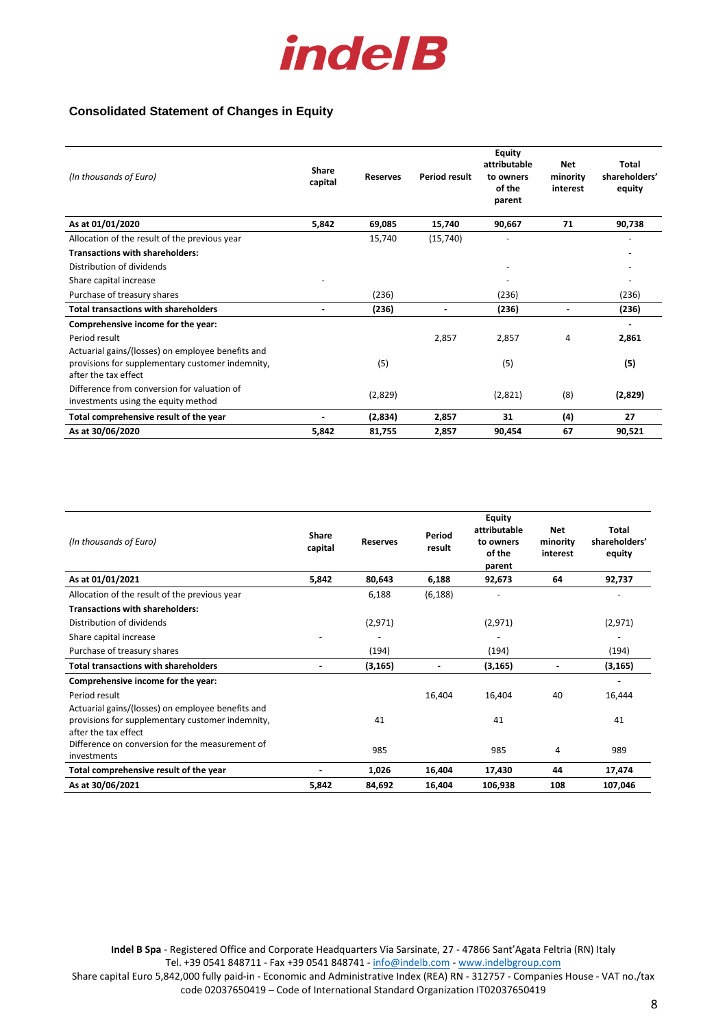## Consolidated Statement of Changes in Equity

| *(In thousands of Euro)* | Share capital | Reserves | Period result | Equity attributable to owners of the parent | Net minority interest | Total shareholders' equity |
|---|---|---|---|---|---|---|
| **As at 01/01/2020** | **5,842** | **69,085** | **15,740** | **90,667** | **71** | **90,738** |
| Allocation of the result of the previous year | | 15,740 | (15,740) | - | | - |
| **Transactions with shareholders:** | | | | | | - |
| Distribution of dividends | | | | - | | - |
| Share capital increase | - | | | - | | - |
| Purchase of treasury shares | | (236) | | (236) | | (236) |
| **Total transactions with shareholders** | **-** | **(236)** | **-** | **(236)** | **-** | **(236)** |
| **Comprehensive income for the year:** | | | | | | **-** |
| Period result | | | 2,857 | 2,857 | 4 | **2,861** |
| Actuarial gains/(losses) on employee benefits and provisions for supplementary customer indemnity, after the tax effect | | (5) | | (5) | | **(5)** |
| Difference from conversion for valuation of investments using the equity method | | (2,829) | | (2,821) | (8) | **(2,829)** |
| **Total comprehensive result of the year** | **-** | **(2,834)** | **2,857** | **31** | **(4)** | **27** |
| **As at 30/06/2020** | **5,842** | **81,755** | **2,857** | **90,454** | **67** | **90,521** |

| *(In thousands of Euro)* | Share capital | Reserves | Period result | Equity attributable to owners of the parent | Net minority interest | Total shareholders' equity |
|---|---|---|---|---|---|---|
| **As at 01/01/2021** | **5,842** | **80,643** | **6,188** | **92,673** | **64** | **92,737** |
| Allocation of the result of the previous year | | 6,188 | (6,188) | - | | - |
| **Transactions with shareholders:** | | | | | | |
| Distribution of dividends | | (2,971) | | (2,971) | | (2,971) |
| Share capital increase | - | - | | - | | - |
| Purchase of treasury shares | | (194) | | (194) | | (194) |
| **Total transactions with shareholders** | **-** | **(3,165)** | **-** | **(3,165)** | **-** | **(3,165)** |
| **Comprehensive income for the year:** | | | | | | **-** |
| Period result | | | 16,404 | 16,404 | 40 | 16,444 |
| Actuarial gains/(losses) on employee benefits and provisions for supplementary customer indemnity, after the tax effect | | 41 | | 41 | | 41 |
| Difference on conversion for the measurement of investments | | 985 | | 985 | 4 | 989 |
| **Total comprehensive result of the year** | **-** | **1,026** | **16,404** | **17,430** | **44** | **17,474** |
| **As at 30/06/2021** | **5,842** | **84,692** | **16,404** | **106,938** | **108** | **107,046** |

**Indel B Spa** - Registered Office and Corporate Headquarters Via Sarsinate, 27 - 47866 Sant'Agata Feltria (RN) Italy
Tel. +39 0541 848711 - Fax +39 0541 848741 - info@indelb.com - www.indelbgroup.com
Share capital Euro 5,842,000 fully paid-in - Economic and Administrative Index (REA) RN - 312757 - Companies House - VAT no./tax code 02037650419 – Code of International Standard Organization IT02037650419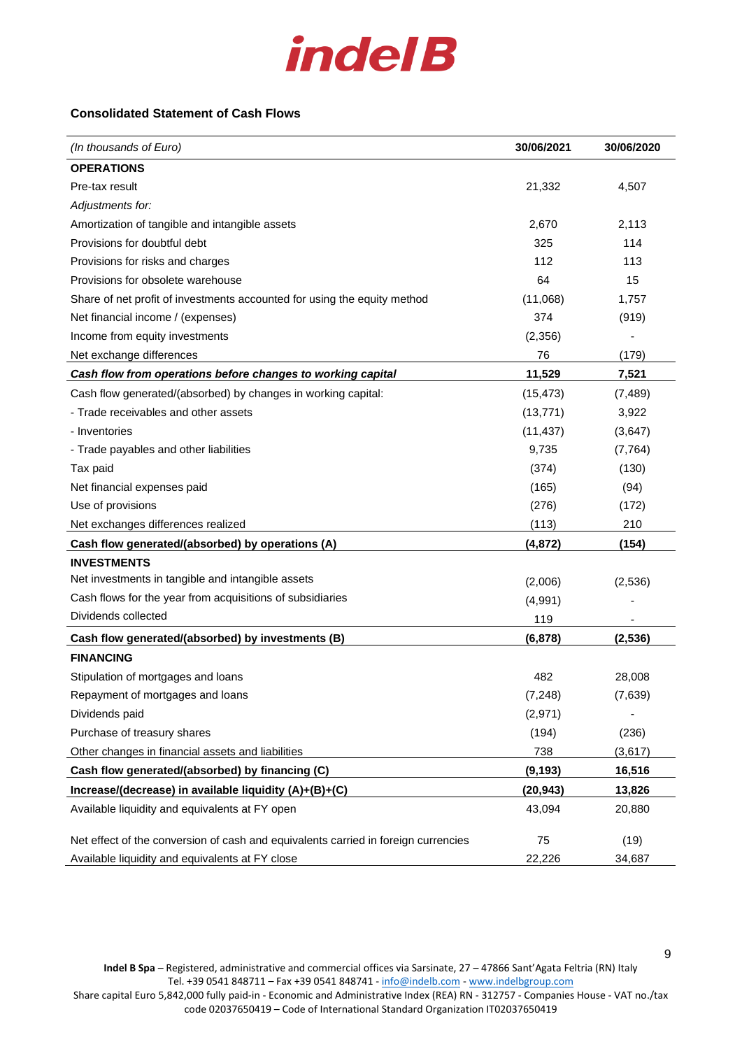indelB

## Consolidated Statement of Cash Flows

| *(In thousands of Euro)* | 30/06/2021 | 30/06/2020 |
|---|---|---|
| **OPERATIONS** | | |
| Pre-tax result | 21,332 | 4,507 |
| *Adjustments for:* | | |
| Amortization of tangible and intangible assets | 2,670 | 2,113 |
| Provisions for doubtful debt | 325 | 114 |
| Provisions for risks and charges | 112 | 113 |
| Provisions for obsolete warehouse | 64 | 15 |
| Share of net profit of investments accounted for using the equity method | (11,068) | 1,757 |
| Net financial income / (expenses) | 374 | (919) |
| Income from equity investments | (2,356) | - |
| Net exchange differences | 76 | (179) |
| ***Cash flow from operations before changes to working capital*** | **11,529** | **7,521** |
| Cash flow generated/(absorbed) by changes in working capital: | (15,473) | (7,489) |
| - Trade receivables and other assets | (13,771) | 3,922 |
| - Inventories | (11,437) | (3,647) |
| - Trade payables and other liabilities | 9,735 | (7,764) |
| Tax paid | (374) | (130) |
| Net financial expenses paid | (165) | (94) |
| Use of provisions | (276) | (172) |
| Net exchanges differences realized | (113) | 210 |
| **Cash flow generated/(absorbed) by operations (A)** | **(4,872)** | **(154)** |
| **INVESTMENTS** | | |
| Net investments in tangible and intangible assets | (2,006) | (2,536) |
| Cash flows for the year from acquisitions of subsidiaries | (4,991) | - |
| Dividends collected | 119 | - |
| **Cash flow generated/(absorbed) by investments (B)** | **(6,878)** | **(2,536)** |
| **FINANCING** | | |
| Stipulation of mortgages and loans | 482 | 28,008 |
| Repayment of mortgages and loans | (7,248) | (7,639) |
| Dividends paid | (2,971) | - |
| Purchase of treasury shares | (194) | (236) |
| Other changes in financial assets and liabilities | 738 | (3,617) |
| **Cash flow generated/(absorbed) by financing (C)** | **(9,193)** | **16,516** |
| **Increase/(decrease) in available liquidity (A)+(B)+(C)** | **(20,943)** | **13,826** |
| Available liquidity and equivalents at FY open | 43,094 | 20,880 |
| Net effect of the conversion of cash and equivalents carried in foreign currencies | 75 | (19) |
| Available liquidity and equivalents at FY close | 22,226 | 34,687 |

**Indel B Spa** – Registered, administrative and commercial offices via Sarsinate, 27 – 47866 Sant'Agata Feltria (RN) Italy
Tel. +39 0541 848711 – Fax +39 0541 848741 - info@indelb.com - www.indelbgroup.com
Share capital Euro 5,842,000 fully paid-in - Economic and Administrative Index (REA) RN - 312757 - Companies House - VAT no./tax code 02037650419 – Code of International Standard Organization IT02037650419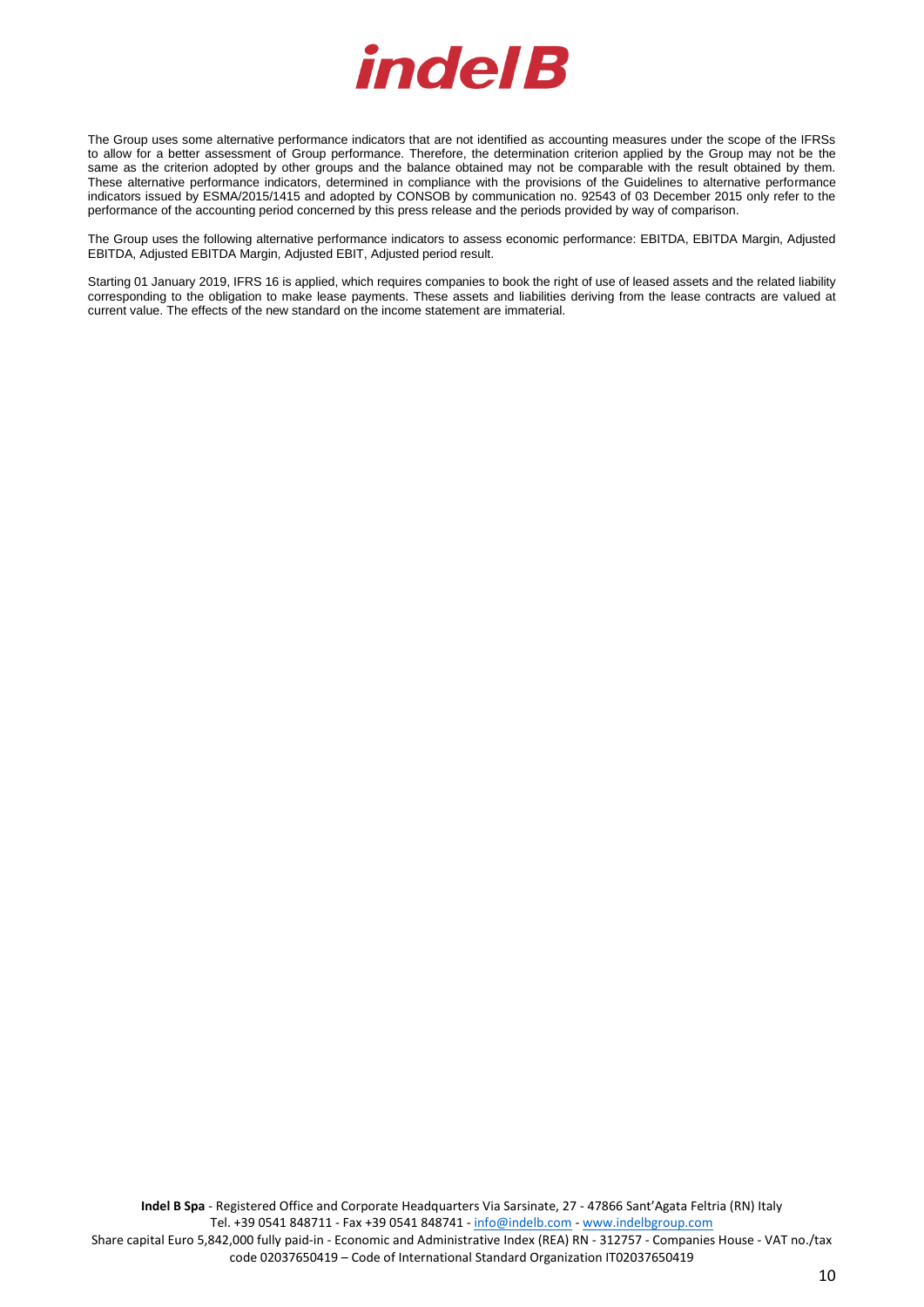The Group uses some alternative performance indicators that are not identified as accounting measures under the scope of the IFRSs to allow for a better assessment of Group performance. Therefore, the determination criterion applied by the Group may not be the same as the criterion adopted by other groups and the balance obtained may not be comparable with the result obtained by them. These alternative performance indicators, determined in compliance with the provisions of the Guidelines to alternative performance indicators issued by ESMA/2015/1415 and adopted by CONSOB by communication no. 92543 of 03 December 2015 only refer to the performance of the accounting period concerned by this press release and the periods provided by way of comparison.

The Group uses the following alternative performance indicators to assess economic performance: EBITDA, EBITDA Margin, Adjusted EBITDA, Adjusted EBITDA Margin, Adjusted EBIT, Adjusted period result.

Starting 01 January 2019, IFRS 16 is applied, which requires companies to book the right of use of leased assets and the related liability corresponding to the obligation to make lease payments. These assets and liabilities deriving from the lease contracts are valued at current value. The effects of the new standard on the income statement are immaterial.